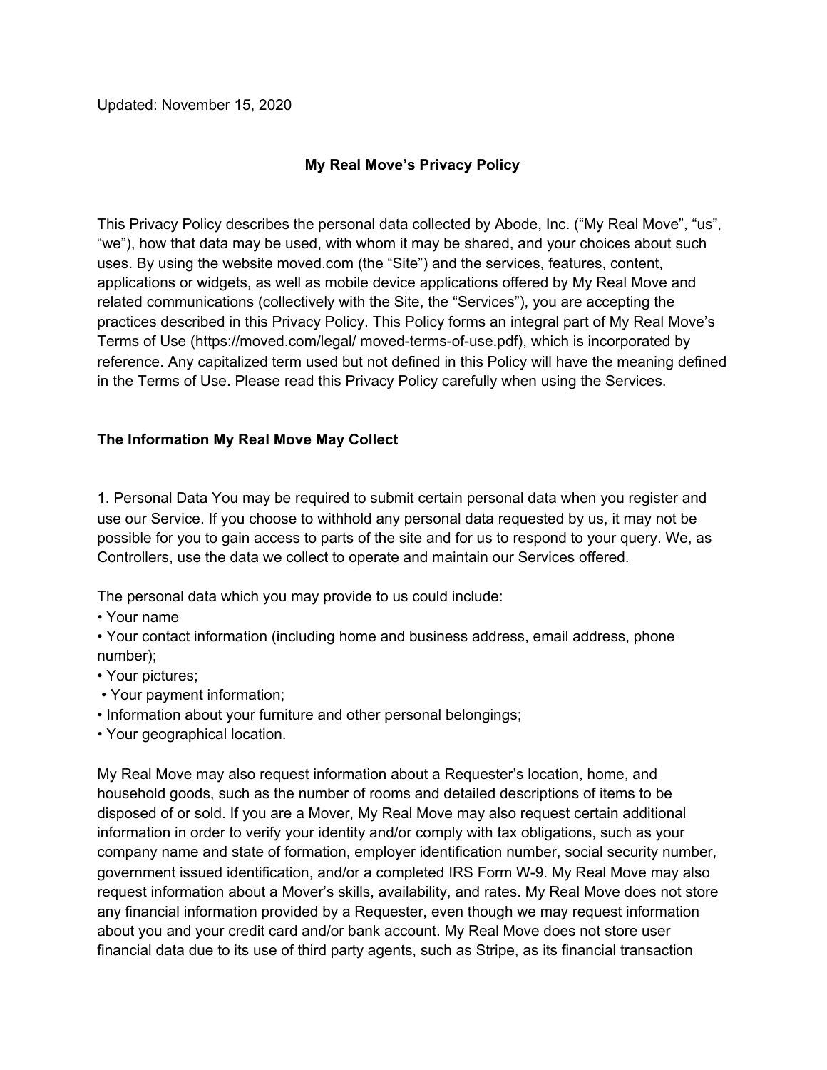Updated: November 15, 2020

# My Real Move's Privacy Policy

This Privacy Policy describes the personal data collected by Abode, Inc. ("My Real Move", "us", "we"), how that data may be used, with whom it may be shared, and your choices about such uses. By using the website moved.com (the "Site") and the services, features, content, applications or widgets, as well as mobile device applications offered by My Real Move and related communications (collectively with the Site, the "Services"), you are accepting the practices described in this Privacy Policy. This Policy forms an integral part of My Real Move's Terms of Use (https://moved.com/legal/ moved-terms-of-use.pdf), which is incorporated by reference. Any capitalized term used but not defined in this Policy will have the meaning defined in the Terms of Use. Please read this Privacy Policy carefully when using the Services.

## The Information My Real Move May Collect

1. Personal Data You may be required to submit certain personal data when you register and use our Service. If you choose to withhold any personal data requested by us, it may not be possible for you to gain access to parts of the site and for us to respond to your query. We, as Controllers, use the data we collect to operate and maintain our Services offered.

The personal data which you may provide to us could include:

- Your name
- Your contact information (including home and business address, email address, phone number);
- Your pictures;
- Your payment information;
- Information about your furniture and other personal belongings;
- Your geographical location.

My Real Move may also request information about a Requester's location, home, and household goods, such as the number of rooms and detailed descriptions of items to be disposed of or sold. If you are a Mover, My Real Move may also request certain additional information in order to verify your identity and/or comply with tax obligations, such as your company name and state of formation, employer identification number, social security number, government issued identification, and/or a completed IRS Form W-9. My Real Move may also request information about a Mover's skills, availability, and rates. My Real Move does not store any financial information provided by a Requester, even though we may request information about you and your credit card and/or bank account. My Real Move does not store user financial data due to its use of third party agents, such as Stripe, as its financial transaction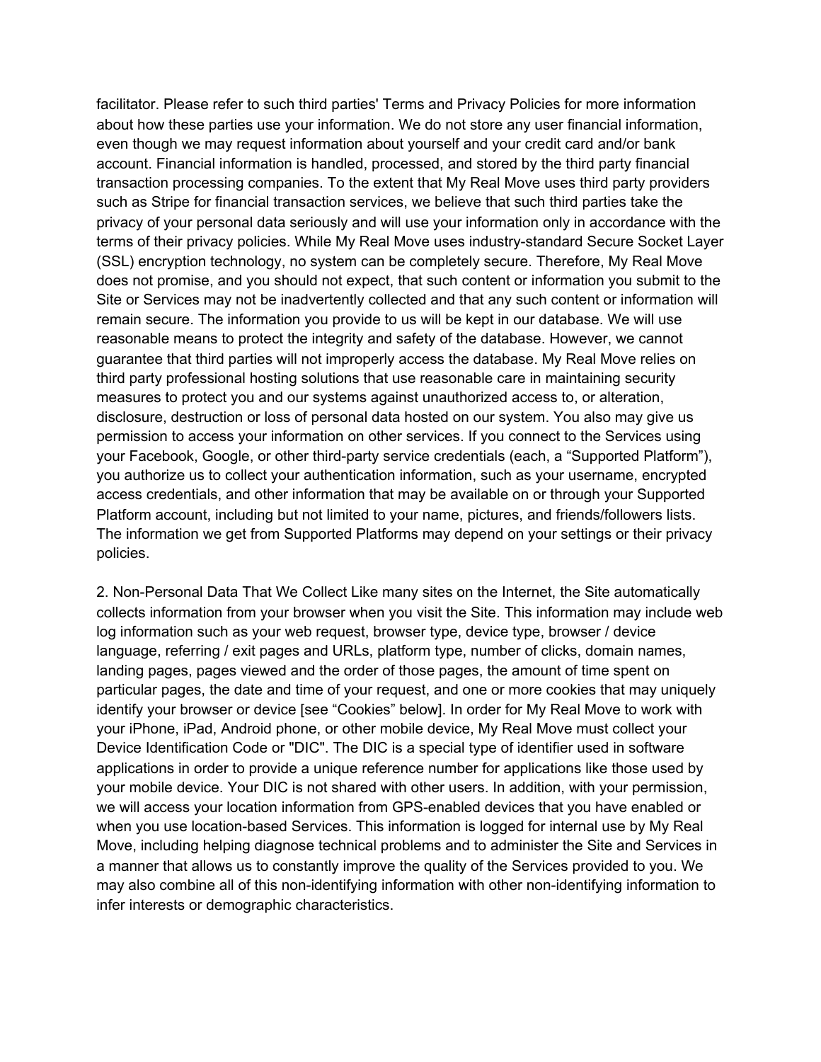facilitator. Please refer to such third parties' Terms and Privacy Policies for more information about how these parties use your information. We do not store any user financial information, even though we may request information about yourself and your credit card and/or bank account. Financial information is handled, processed, and stored by the third party financial transaction processing companies. To the extent that My Real Move uses third party providers such as Stripe for financial transaction services, we believe that such third parties take the privacy of your personal data seriously and will use your information only in accordance with the terms of their privacy policies. While My Real Move uses industry-standard Secure Socket Layer (SSL) encryption technology, no system can be completely secure. Therefore, My Real Move does not promise, and you should not expect, that such content or information you submit to the Site or Services may not be inadvertently collected and that any such content or information will remain secure. The information you provide to us will be kept in our database. We will use reasonable means to protect the integrity and safety of the database. However, we cannot guarantee that third parties will not improperly access the database. My Real Move relies on third party professional hosting solutions that use reasonable care in maintaining security measures to protect you and our systems against unauthorized access to, or alteration, disclosure, destruction or loss of personal data hosted on our system. You also may give us permission to access your information on other services. If you connect to the Services using your Facebook, Google, or other third-party service credentials (each, a “Supported Platform”), you authorize us to collect your authentication information, such as your username, encrypted access credentials, and other information that may be available on or through your Supported Platform account, including but not limited to your name, pictures, and friends/followers lists. The information we get from Supported Platforms may depend on your settings or their privacy policies.

2. Non-Personal Data That We Collect Like many sites on the Internet, the Site automatically collects information from your browser when you visit the Site. This information may include web log information such as your web request, browser type, device type, browser / device language, referring / exit pages and URLs, platform type, number of clicks, domain names, landing pages, pages viewed and the order of those pages, the amount of time spent on particular pages, the date and time of your request, and one or more cookies that may uniquely identify your browser or device [see “Cookies” below]. In order for My Real Move to work with your iPhone, iPad, Android phone, or other mobile device, My Real Move must collect your Device Identification Code or "DIC". The DIC is a special type of identifier used in software applications in order to provide a unique reference number for applications like those used by your mobile device. Your DIC is not shared with other users. In addition, with your permission, we will access your location information from GPS-enabled devices that you have enabled or when you use location-based Services. This information is logged for internal use by My Real Move, including helping diagnose technical problems and to administer the Site and Services in a manner that allows us to constantly improve the quality of the Services provided to you. We may also combine all of this non-identifying information with other non-identifying information to infer interests or demographic characteristics.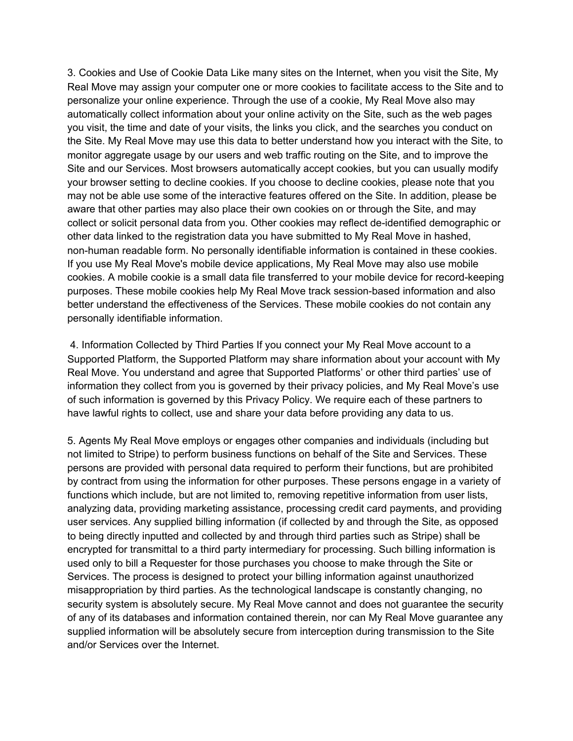3. Cookies and Use of Cookie Data Like many sites on the Internet, when you visit the Site, My Real Move may assign your computer one or more cookies to facilitate access to the Site and to personalize your online experience. Through the use of a cookie, My Real Move also may automatically collect information about your online activity on the Site, such as the web pages you visit, the time and date of your visits, the links you click, and the searches you conduct on the Site. My Real Move may use this data to better understand how you interact with the Site, to monitor aggregate usage by our users and web traffic routing on the Site, and to improve the Site and our Services. Most browsers automatically accept cookies, but you can usually modify your browser setting to decline cookies. If you choose to decline cookies, please note that you may not be able use some of the interactive features offered on the Site. In addition, please be aware that other parties may also place their own cookies on or through the Site, and may collect or solicit personal data from you. Other cookies may reflect de-identified demographic or other data linked to the registration data you have submitted to My Real Move in hashed, non-human readable form. No personally identifiable information is contained in these cookies. If you use My Real Move's mobile device applications, My Real Move may also use mobile cookies. A mobile cookie is a small data file transferred to your mobile device for record-keeping purposes. These mobile cookies help My Real Move track session-based information and also better understand the effectiveness of the Services. These mobile cookies do not contain any personally identifiable information.

4. Information Collected by Third Parties If you connect your My Real Move account to a Supported Platform, the Supported Platform may share information about your account with My Real Move. You understand and agree that Supported Platforms' or other third parties' use of information they collect from you is governed by their privacy policies, and My Real Move's use of such information is governed by this Privacy Policy. We require each of these partners to have lawful rights to collect, use and share your data before providing any data to us.

5. Agents My Real Move employs or engages other companies and individuals (including but not limited to Stripe) to perform business functions on behalf of the Site and Services. These persons are provided with personal data required to perform their functions, but are prohibited by contract from using the information for other purposes. These persons engage in a variety of functions which include, but are not limited to, removing repetitive information from user lists, analyzing data, providing marketing assistance, processing credit card payments, and providing user services. Any supplied billing information (if collected by and through the Site, as opposed to being directly inputted and collected by and through third parties such as Stripe) shall be encrypted for transmittal to a third party intermediary for processing. Such billing information is used only to bill a Requester for those purchases you choose to make through the Site or Services. The process is designed to protect your billing information against unauthorized misappropriation by third parties. As the technological landscape is constantly changing, no security system is absolutely secure. My Real Move cannot and does not guarantee the security of any of its databases and information contained therein, nor can My Real Move guarantee any supplied information will be absolutely secure from interception during transmission to the Site and/or Services over the Internet.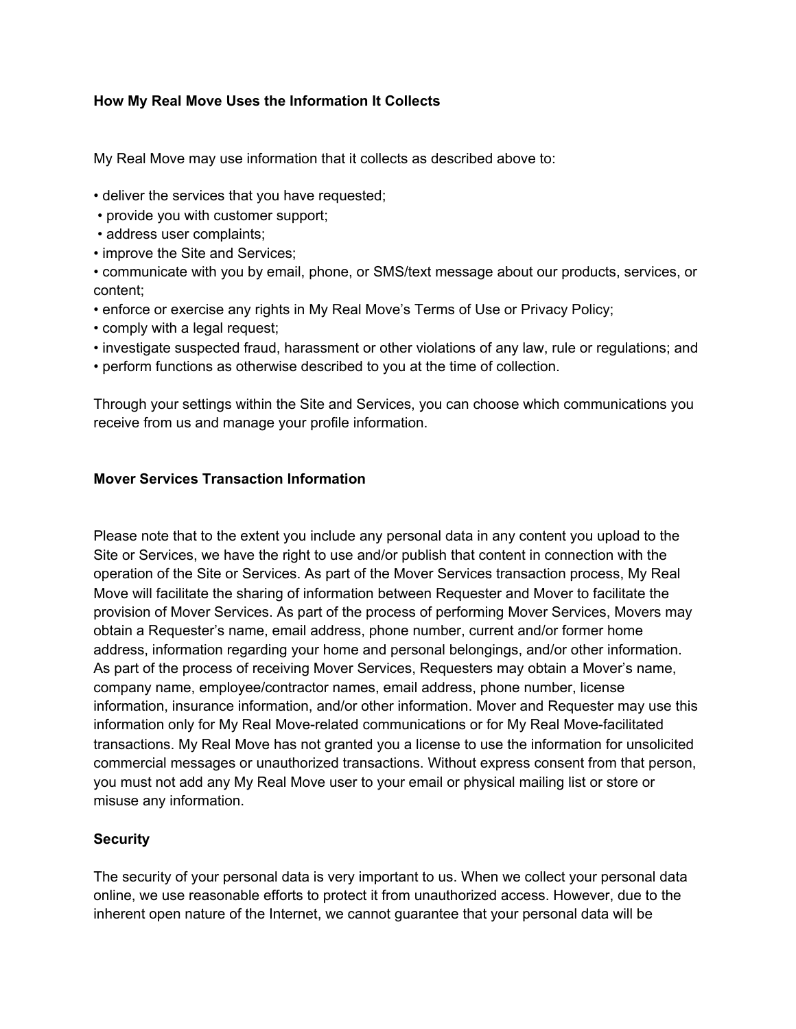**How My Real Move Uses the Information It Collects**

My Real Move may use information that it collects as described above to:

- deliver the services that you have requested;
- provide you with customer support;
- address user complaints;
- improve the Site and Services;
- communicate with you by email, phone, or SMS/text message about our products, services, or content;
- enforce or exercise any rights in My Real Move's Terms of Use or Privacy Policy;
- comply with a legal request;
- investigate suspected fraud, harassment or other violations of any law, rule or regulations; and
- perform functions as otherwise described to you at the time of collection.

Through your settings within the Site and Services, you can choose which communications you receive from us and manage your profile information.

**Mover Services Transaction Information**

Please note that to the extent you include any personal data in any content you upload to the Site or Services, we have the right to use and/or publish that content in connection with the operation of the Site or Services. As part of the Mover Services transaction process, My Real Move will facilitate the sharing of information between Requester and Mover to facilitate the provision of Mover Services. As part of the process of performing Mover Services, Movers may obtain a Requester's name, email address, phone number, current and/or former home address, information regarding your home and personal belongings, and/or other information. As part of the process of receiving Mover Services, Requesters may obtain a Mover's name, company name, employee/contractor names, email address, phone number, license information, insurance information, and/or other information. Mover and Requester may use this information only for My Real Move-related communications or for My Real Move-facilitated transactions. My Real Move has not granted you a license to use the information for unsolicited commercial messages or unauthorized transactions. Without express consent from that person, you must not add any My Real Move user to your email or physical mailing list or store or misuse any information.

**Security**

The security of your personal data is very important to us. When we collect your personal data online, we use reasonable efforts to protect it from unauthorized access. However, due to the inherent open nature of the Internet, we cannot guarantee that your personal data will be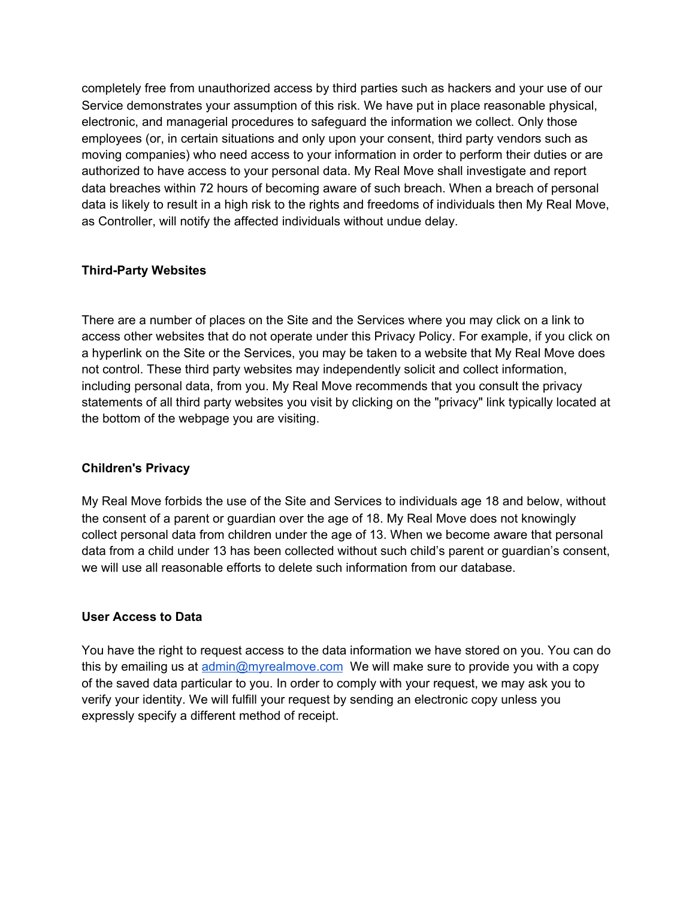completely free from unauthorized access by third parties such as hackers and your use of our Service demonstrates your assumption of this risk. We have put in place reasonable physical, electronic, and managerial procedures to safeguard the information we collect. Only those employees (or, in certain situations and only upon your consent, third party vendors such as moving companies) who need access to your information in order to perform their duties or are authorized to have access to your personal data. My Real Move shall investigate and report data breaches within 72 hours of becoming aware of such breach. When a breach of personal data is likely to result in a high risk to the rights and freedoms of individuals then My Real Move, as Controller, will notify the affected individuals without undue delay.

**Third-Party Websites**

There are a number of places on the Site and the Services where you may click on a link to access other websites that do not operate under this Privacy Policy. For example, if you click on a hyperlink on the Site or the Services, you may be taken to a website that My Real Move does not control. These third party websites may independently solicit and collect information, including personal data, from you. My Real Move recommends that you consult the privacy statements of all third party websites you visit by clicking on the "privacy" link typically located at the bottom of the webpage you are visiting.

**Children's Privacy**

My Real Move forbids the use of the Site and Services to individuals age 18 and below, without the consent of a parent or guardian over the age of 18. My Real Move does not knowingly collect personal data from children under the age of 13. When we become aware that personal data from a child under 13 has been collected without such child's parent or guardian's consent, we will use all reasonable efforts to delete such information from our database.

**User Access to Data**

You have the right to request access to the data information we have stored on you. You can do this by emailing us at [admin@myrealmove.com](mailto:admin@myrealmove.com) We will make sure to provide you with a copy of the saved data particular to you. In order to comply with your request, we may ask you to verify your identity. We will fulfill your request by sending an electronic copy unless you expressly specify a different method of receipt.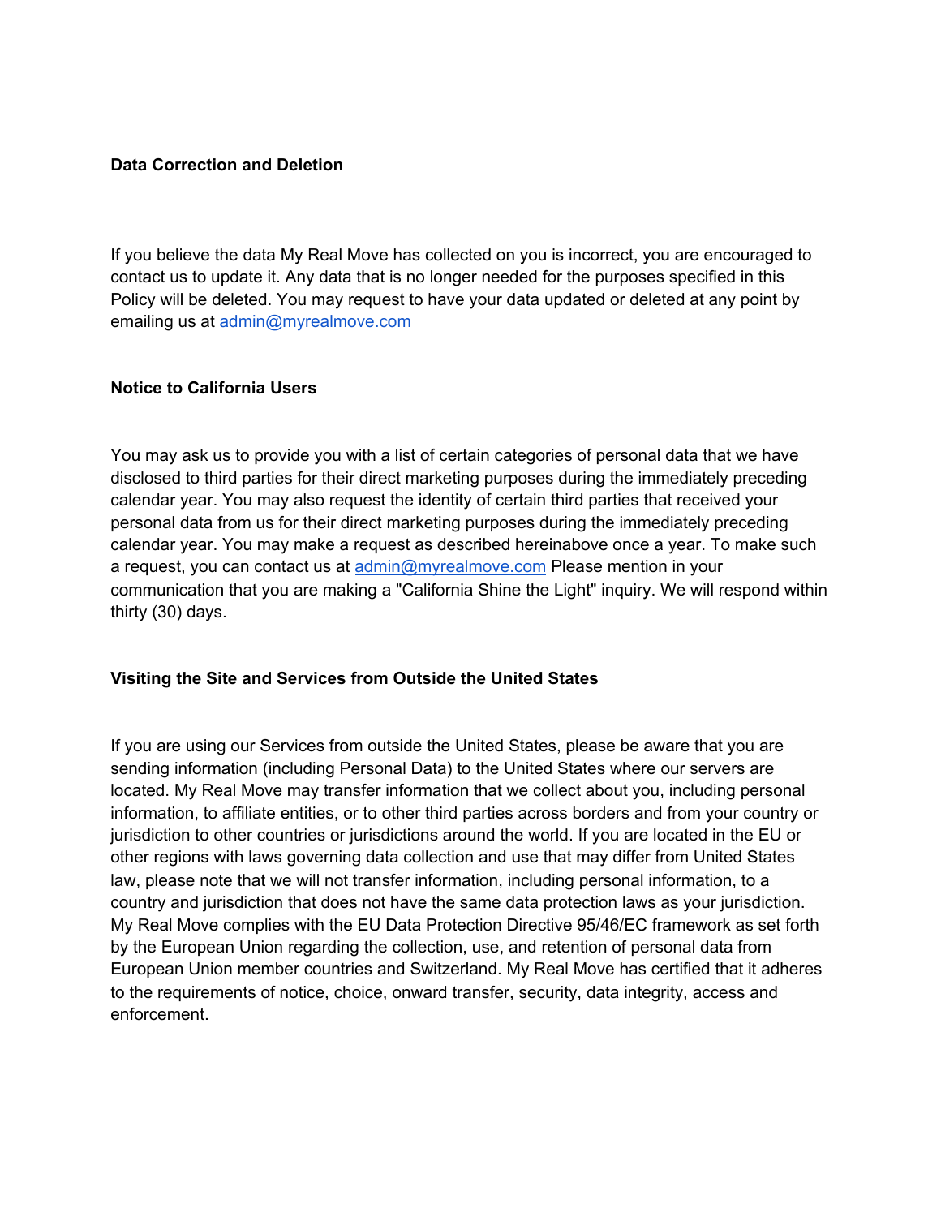### Data Correction and Deletion

If you believe the data My Real Move has collected on you is incorrect, you are encouraged to contact us to update it. Any data that is no longer needed for the purposes specified in this Policy will be deleted. You may request to have your data updated or deleted at any point by emailing us at [admin@myrealmove.com](mailto:admin@myrealmove.com)

### Notice to California Users

You may ask us to provide you with a list of certain categories of personal data that we have disclosed to third parties for their direct marketing purposes during the immediately preceding calendar year. You may also request the identity of certain third parties that received your personal data from us for their direct marketing purposes during the immediately preceding calendar year. You may make a request as described hereinabove once a year. To make such a request, you can contact us at [admin@myrealmove.com](mailto:admin@myrealmove.com) Please mention in your communication that you are making a "California Shine the Light" inquiry. We will respond within thirty (30) days.

### Visiting the Site and Services from Outside the United States

If you are using our Services from outside the United States, please be aware that you are sending information (including Personal Data) to the United States where our servers are located. My Real Move may transfer information that we collect about you, including personal information, to affiliate entities, or to other third parties across borders and from your country or jurisdiction to other countries or jurisdictions around the world. If you are located in the EU or other regions with laws governing data collection and use that may differ from United States law, please note that we will not transfer information, including personal information, to a country and jurisdiction that does not have the same data protection laws as your jurisdiction. My Real Move complies with the EU Data Protection Directive 95/46/EC framework as set forth by the European Union regarding the collection, use, and retention of personal data from European Union member countries and Switzerland. My Real Move has certified that it adheres to the requirements of notice, choice, onward transfer, security, data integrity, access and enforcement.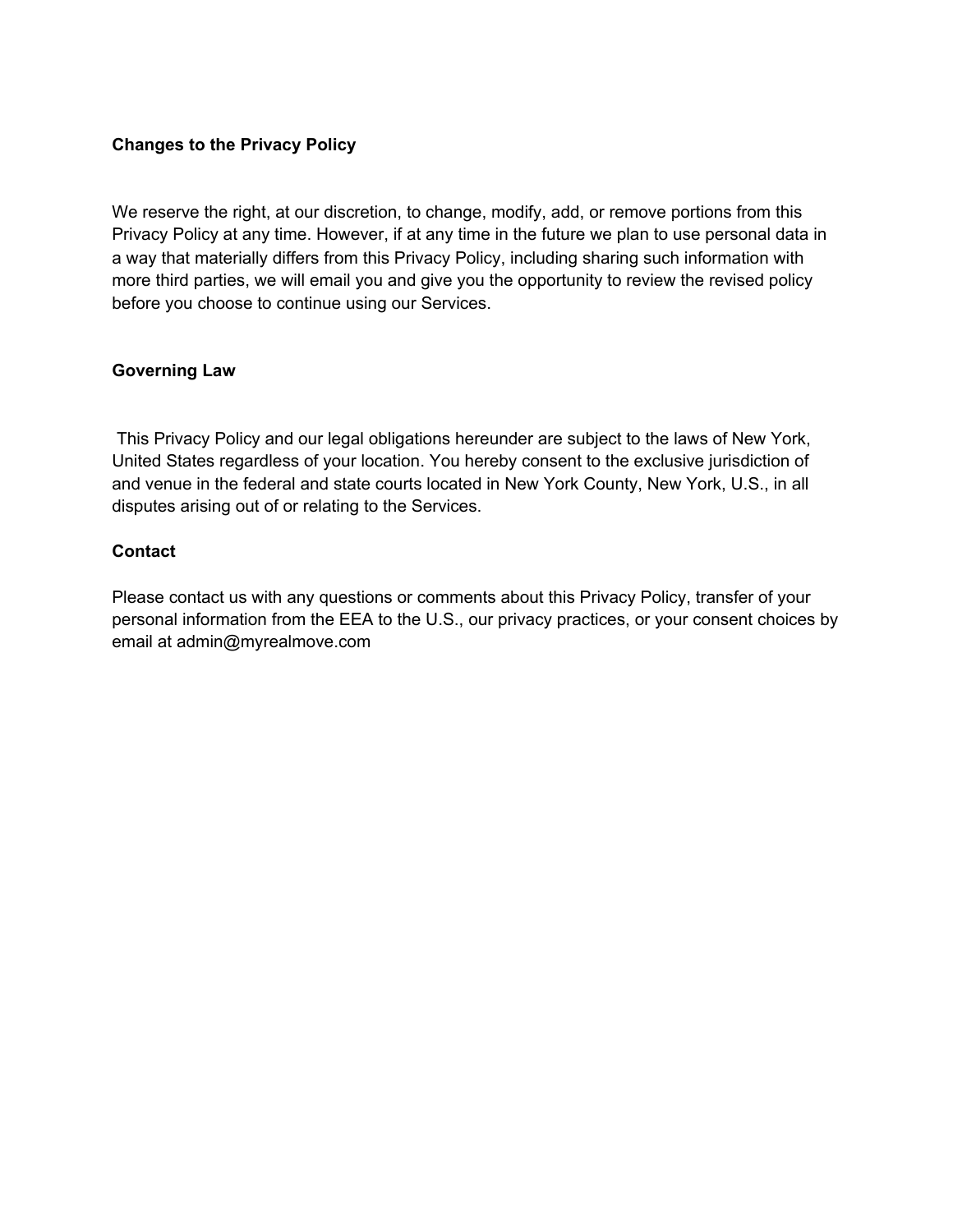**Changes to the Privacy Policy**

We reserve the right, at our discretion, to change, modify, add, or remove portions from this Privacy Policy at any time. However, if at any time in the future we plan to use personal data in a way that materially differs from this Privacy Policy, including sharing such information with more third parties, we will email you and give you the opportunity to review the revised policy before you choose to continue using our Services.

**Governing Law**

This Privacy Policy and our legal obligations hereunder are subject to the laws of New York, United States regardless of your location. You hereby consent to the exclusive jurisdiction of and venue in the federal and state courts located in New York County, New York, U.S., in all disputes arising out of or relating to the Services.

**Contact**

Please contact us with any questions or comments about this Privacy Policy, transfer of your personal information from the EEA to the U.S., our privacy practices, or your consent choices by email at admin@myrealmove.com